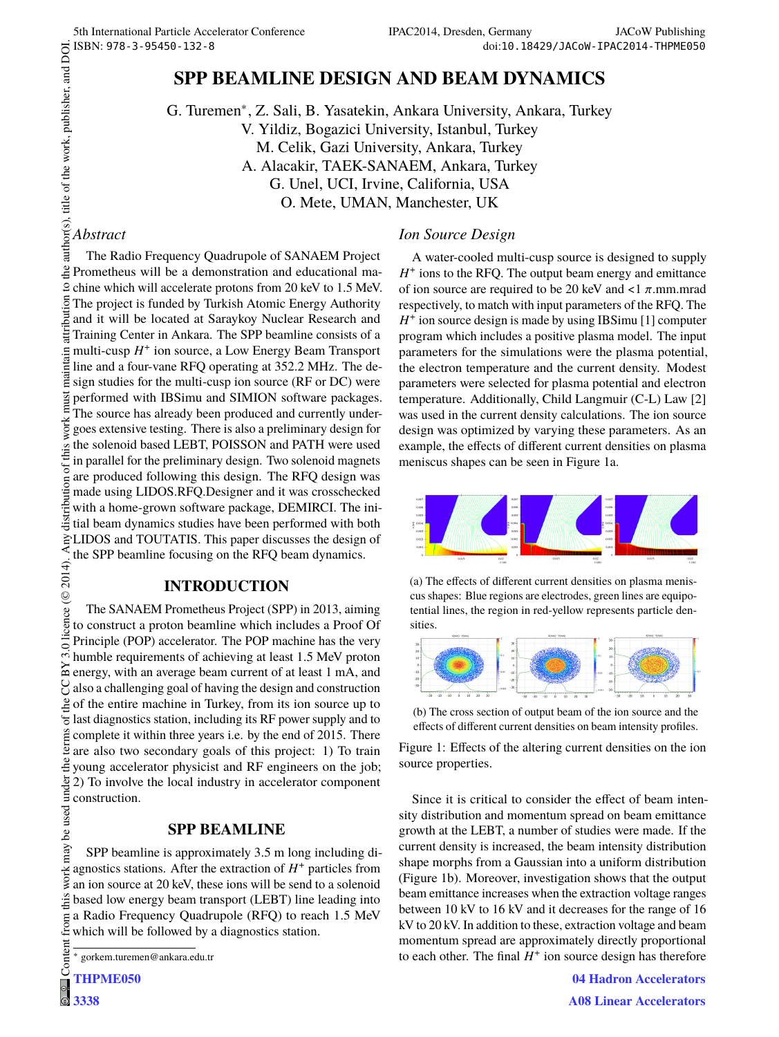# SPP BEAMLINE DESIGN AND BEAM DYNAMICS

G. Turemen*, Z. Sali, B. Yasatekin, Ankara University, Ankara, Turkey
V. Yildiz, Bogazici University, Istanbul, Turkey
M. Celik, Gazi University, Ankara, Turkey
A. Alacakir, TAEK-SANAEM, Ankara, Turkey
G. Unel, UCI, Irvine, California, USA
O. Mete, UMAN, Manchester, UK

*Abstract*

The Radio Frequency Quadrupole of SANAEM Project Prometheus will be a demonstration and educational machine which will accelerate protons from 20 keV to 1.5 MeV. The project is funded by Turkish Atomic Energy Authority and it will be located at Saraykoy Nuclear Research and Training Center in Ankara. The SPP beamline consists of a multi-cusp $H^+$ ion source, a Low Energy Beam Transport line and a four-vane RFQ operating at 352.2 MHz. The design studies for the multi-cusp ion source (RF or DC) were performed with IBSimu and SIMION software packages. The source has already been produced and currently undergoes extensive testing. There is also a preliminary design for the solenoid based LEBT, POISSON and PATH were used in parallel for the preliminary design. Two solenoid magnets are produced following this design. The RFQ design was made using LIDOS.RFQ.Designer and it was crosschecked with a home-grown software package, DEMIRCI. The initial beam dynamics studies have been performed with both LIDOS and TOUTATIS. This paper discusses the design of the SPP beamline focusing on the RFQ beam dynamics.

## INTRODUCTION

The SANAEM Prometheus Project (SPP) in 2013, aiming to construct a proton beamline which includes a Proof Of Principle (POP) accelerator. The POP machine has the very humble requirements of achieving at least 1.5 MeV proton energy, with an average beam current of at least 1 mA, and also a challenging goal of having the design and construction of the entire machine in Turkey, from its ion source up to last diagnostics station, including its RF power supply and to complete it within three years i.e. by the end of 2015. There are also two secondary goals of this project: 1) To train young accelerator physicist and RF engineers on the job; 2) To involve the local industry in accelerator component construction.

## SPP BEAMLINE

SPP beamline is approximately 3.5 m long including diagnostics stations. After the extraction of $H^+$ particles from an ion source at 20 keV, these ions will be send to a solenoid based low energy beam transport (LEBT) line leading into a Radio Frequency Quadrupole (RFQ) to reach 1.5 MeV which will be followed by a diagnostics station.

*Ion Source Design*

A water-cooled multi-cusp source is designed to supply $H^+$ ions to the RFQ. The output beam energy and emittance of ion source are required to be 20 keV and <1 $\pi$.mm.mrad respectively, to match with input parameters of the RFQ. The $H^+$ ion source design is made by using IBSimu [1] computer program which includes a positive plasma model. The input parameters for the simulations were the plasma potential, the electron temperature and the current density. Modest parameters were selected for plasma potential and electron temperature. Additionally, Child Langmuir (C-L) Law [2] was used in the current density calculations. The ion source design was optimized by varying these parameters. As an example, the effects of different current densities on plasma meniscus shapes can be seen in Figure 1a.

(a) The effects of different current densities on plasma meniscus shapes: Blue regions are electrodes, green lines are equipotential lines, the region in red-yellow represents particle densities.

(b) The cross section of output beam of the ion source and the effects of different current densities on beam intensity profiles.

Figure 1: Effects of the altering current densities on the ion source properties.

Since it is critical to consider the effect of beam intensity distribution and momentum spread on beam emittance growth at the LEBT, a number of studies were made. If the current density is increased, the beam intensity distribution shape morphs from a Gaussian into a uniform distribution (Figure 1b). Moreover, investigation shows that the output beam emittance increases when the extraction voltage ranges between 10 kV to 16 kV and it decreases for the range of 16 kV to 20 kV. In addition to these, extraction voltage and beam momentum spread are approximately directly proportional to each other. The final $H^+$ ion source design has therefore

* gorkem.turemen@ankara.edu.tr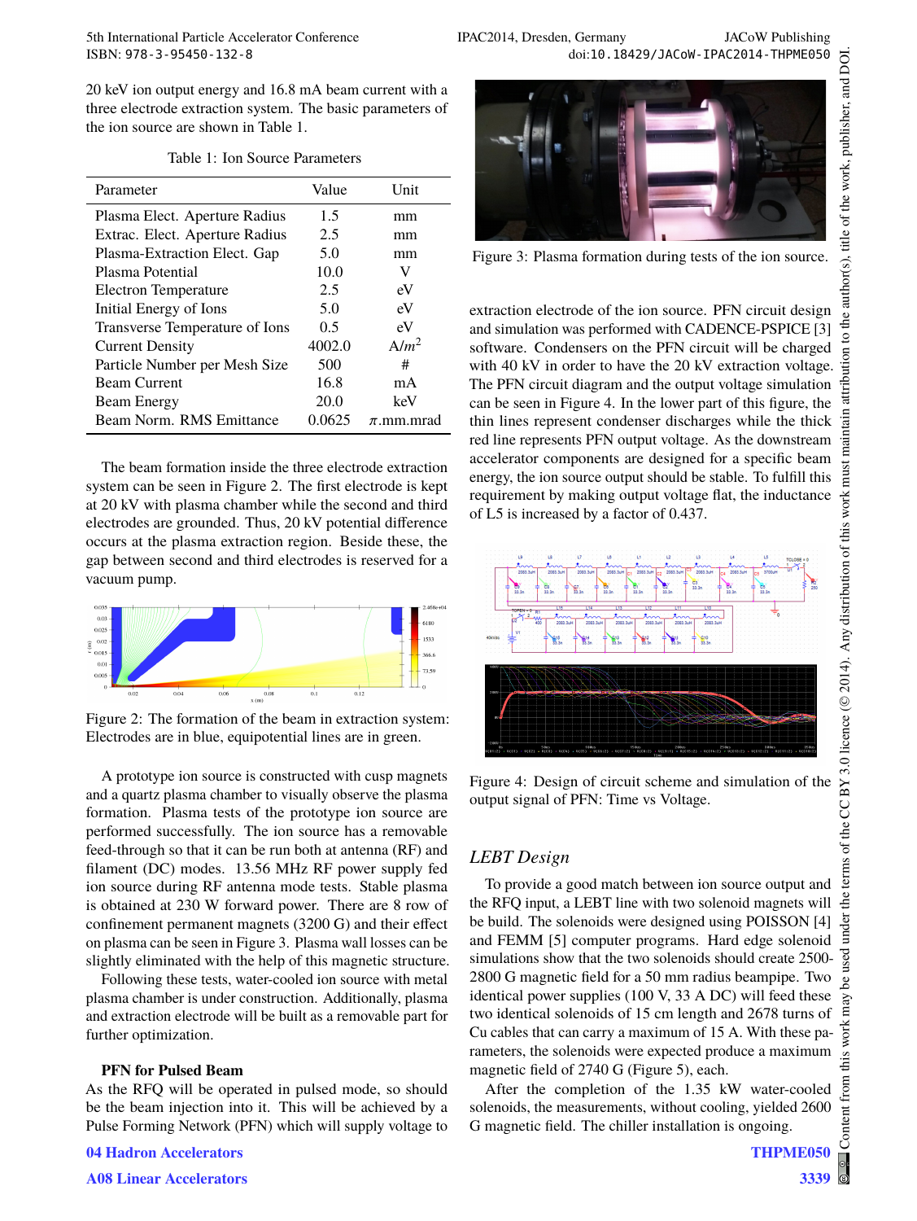20 keV ion output energy and 16.8 mA beam current with a three electrode extraction system. The basic parameters of the ion source are shown in Table 1.

Table 1: Ion Source Parameters

| Parameter | Value | Unit |
|---|---|---|
| Plasma Elect. Aperture Radius | 1.5 | mm |
| Extrac. Elect. Aperture Radius | 2.5 | mm |
| Plasma-Extraction Elect. Gap | 5.0 | mm |
| Plasma Potential | 10.0 | V |
| Electron Temperature | 2.5 | eV |
| Initial Energy of Ions | 5.0 | eV |
| Transverse Temperature of Ions | 0.5 | eV |
| Current Density | 4002.0 | $A/m^2$ |
| Particle Number per Mesh Size | 500 | # |
| Beam Current | 16.8 | mA |
| Beam Energy | 20.0 | keV |
| Beam Norm. RMS Emittance | 0.0625 | $\pi$.mm.mrad |

The beam formation inside the three electrode extraction system can be seen in Figure 2. The first electrode is kept at 20 kV with plasma chamber while the second and third electrodes are grounded. Thus, 20 kV potential difference occurs at the plasma extraction region. Beside these, the gap between second and third electrodes is reserved for a vacuum pump.

Figure 2: The formation of the beam in extraction system: Electrodes are in blue, equipotential lines are in green.

A prototype ion source is constructed with cusp magnets and a quartz plasma chamber to visually observe the plasma formation. Plasma tests of the prototype ion source are performed successfully. The ion source has a removable feed-through so that it can be run both at antenna (RF) and filament (DC) modes. 13.56 MHz RF power supply fed ion source during RF antenna mode tests. Stable plasma is obtained at 230 W forward power. There are 8 row of confinement permanent magnets (3200 G) and their effect on plasma can be seen in Figure 3. Plasma wall losses can be slightly eliminated with the help of this magnetic structure.

Following these tests, water-cooled ion source with metal plasma chamber is under construction. Additionally, plasma and extraction electrode will be built as a removable part for further optimization.

**PFN for Pulsed Beam**

As the RFQ will be operated in pulsed mode, so should be the beam injection into it. This will be achieved by a Pulse Forming Network (PFN) which will supply voltage to

Figure 3: Plasma formation during tests of the ion source.

extraction electrode of the ion source. PFN circuit design and simulation was performed with CADENCE-PSPICE [3] software. Condensers on the PFN circuit will be charged with 40 kV in order to have the 20 kV extraction voltage. The PFN circuit diagram and the output voltage simulation can be seen in Figure 4. In the lower part of this figure, the thin lines represent condenser discharges while the thick red line represents PFN output voltage. As the downstream accelerator components are designed for a specific beam energy, the ion source output should be stable. To fulfill this requirement by making output voltage flat, the inductance of L5 is increased by a factor of 0.437.

Figure 4: Design of circuit scheme and simulation of the output signal of PFN: Time vs Voltage.

### *LEBT Design*

To provide a good match between ion source output and the RFQ input, a LEBT line with two solenoid magnets will be build. The solenoids were designed using POISSON [4] and FEMM [5] computer programs. Hard edge solenoid simulations show that the two solenoids should create 2500-2800 G magnetic field for a 50 mm radius beampipe. Two identical power supplies (100 V, 33 A DC) will feed these two identical solenoids of 15 cm length and 2678 turns of Cu cables that can carry a maximum of 15 A. With these parameters, the solenoids were expected produce a maximum magnetic field of 2740 G (Figure 5), each.

After the completion of the 1.35 kW water-cooled solenoids, the measurements, without cooling, yielded 2600 G magnetic field. The chiller installation is ongoing.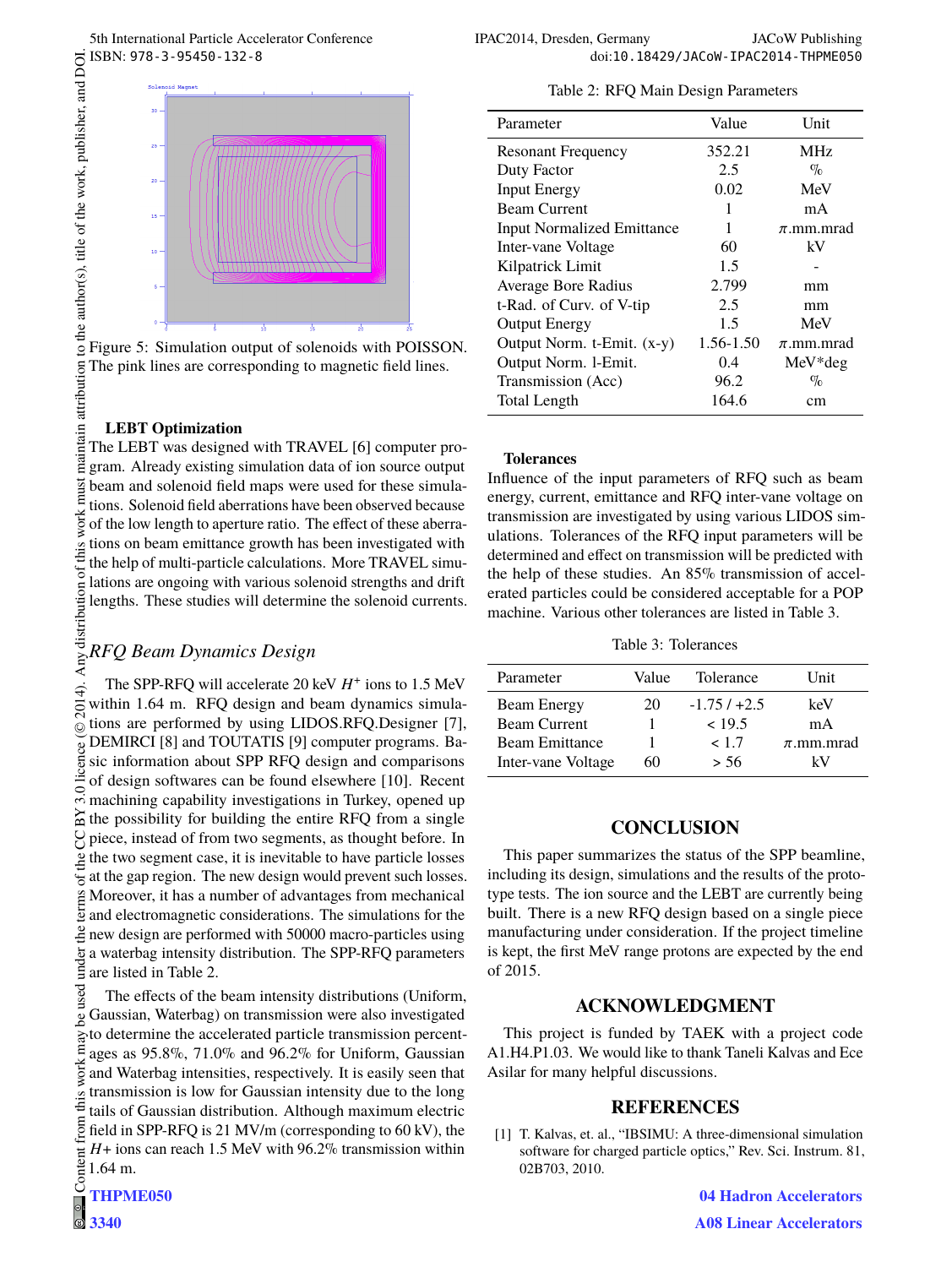Figure 5: Simulation output of solenoids with POISSON. The pink lines are corresponding to magnetic field lines.

### LEBT Optimization

The LEBT was designed with TRAVEL [6] computer program. Already existing simulation data of ion source output beam and solenoid field maps were used for these simulations. Solenoid field aberrations have been observed because of the low length to aperture ratio. The effect of these aberrations on beam emittance growth has been investigated with the help of multi-particle calculations. More TRAVEL simulations are ongoing with various solenoid strengths and drift lengths. These studies will determine the solenoid currents.

## *RFQ Beam Dynamics Design*

The SPP-RFQ will accelerate 20 keV $H^+$ ions to 1.5 MeV within 1.64 m. RFQ design and beam dynamics simulations are performed by using LIDOS.RFQ.Designer [7], DEMIRCI [8] and TOUTATIS [9] computer programs. Basic information about SPP RFQ design and comparisons of design softwares can be found elsewhere [10]. Recent machining capability investigations in Turkey, opened up the possibility for building the entire RFQ from a single piece, instead of from two segments, as thought before. In the two segment case, it is inevitable to have particle losses at the gap region. The new design would prevent such losses. Moreover, it has a number of advantages from mechanical and electromagnetic considerations. The simulations for the new design are performed with 50000 macro-particles using a waterbag intensity distribution. The SPP-RFQ parameters are listed in Table 2.

The effects of the beam intensity distributions (Uniform, Gaussian, Waterbag) on transmission were also investigated to determine the accelerated particle transmission percentages as 95.8%, 71.0% and 96.2% for Uniform, Gaussian and Waterbag intensities, respectively. It is easily seen that transmission is low for Gaussian intensity due to the long tails of Gaussian distribution. Although maximum electric field in SPP-RFQ is 21 MV/m (corresponding to 60 kV), the $H+$ ions can reach 1.5 MeV with 96.2% transmission within 1.64 m.

Table 2: RFQ Main Design Parameters

| Parameter | Value | Unit |
|---|---|---|
| Resonant Frequency | 352.21 | MHz |
| Duty Factor | 2.5 | % |
| Input Energy | 0.02 | MeV |
| Beam Current | 1 | mA |
| Input Normalized Emittance | 1 | $\pi$.mm.mrad |
| Inter-vane Voltage | 60 | kV |
| Kilpatrick Limit | 1.5 | - |
| Average Bore Radius | 2.799 | mm |
| t-Rad. of Curv. of V-tip | 2.5 | mm |
| Output Energy | 1.5 | MeV |
| Output Norm. t-Emit. (x-y) | 1.56-1.50 | $\pi$.mm.mrad |
| Output Norm. l-Emit. | 0.4 | MeV*deg |
| Transmission (Acc) | 96.2 | % |
| Total Length | 164.6 | cm |

### Tolerances

Influence of the input parameters of RFQ such as beam energy, current, emittance and RFQ inter-vane voltage on transmission are investigated by using various LIDOS simulations. Tolerances of the RFQ input parameters will be determined and effect on transmission will be predicted with the help of these studies. An 85% transmission of accelerated particles could be considered acceptable for a POP machine. Various other tolerances are listed in Table 3.

Table 3: Tolerances

| Parameter | Value | Tolerance | Unit |
|---|---|---|---|
| Beam Energy | 20 | -1.75 / +2.5 | keV |
| Beam Current | 1 | < 19.5 | mA |
| Beam Emittance | 1 | < 1.7 | $\pi$.mm.mrad |
| Inter-vane Voltage | 60 | > 56 | kV |

## CONCLUSION

This paper summarizes the status of the SPP beamline, including its design, simulations and the results of the prototype tests. The ion source and the LEBT are currently being built. There is a new RFQ design based on a single piece manufacturing under consideration. If the project timeline is kept, the first MeV range protons are expected by the end of 2015.

## ACKNOWLEDGMENT

This project is funded by TAEK with a project code A1.H4.P1.03. We would like to thank Taneli Kalvas and Ece Asilar for many helpful discussions.

## REFERENCES

[1] T. Kalvas, et. al., "IBSIMU: A three-dimensional simulation software for charged particle optics," Rev. Sci. Instrum. 81, 02B703, 2010.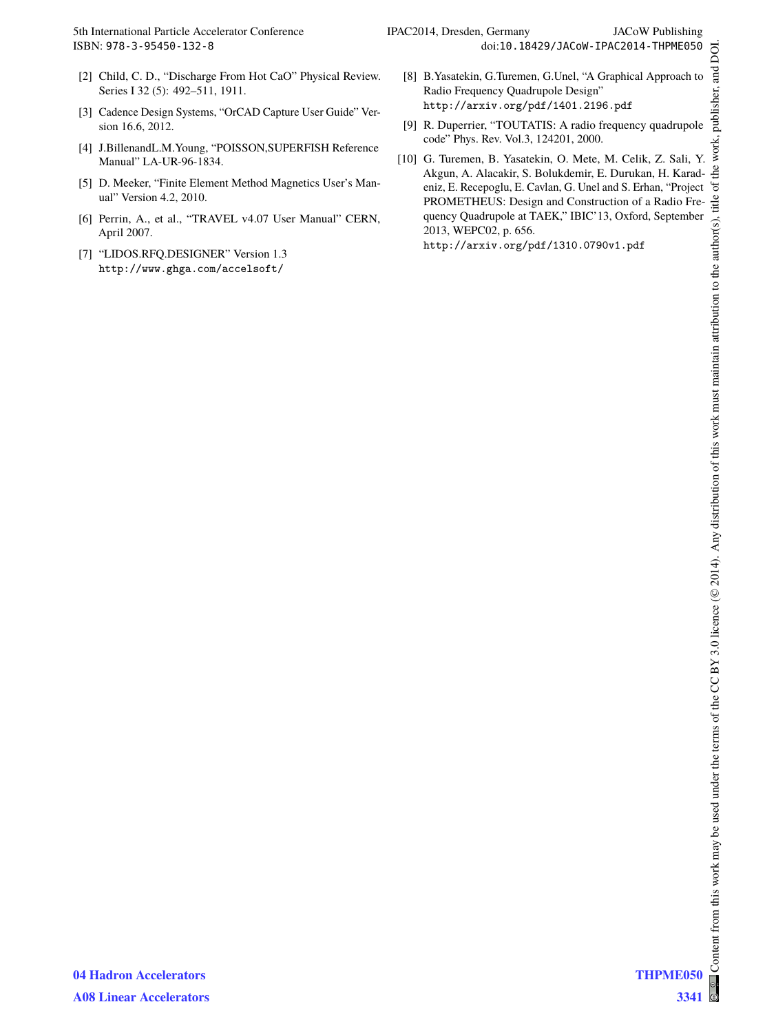[2] Child, C. D., "Discharge From Hot CaO" Physical Review. Series I 32 (5): 492–511, 1911.

[3] Cadence Design Systems, "OrCAD Capture User Guide" Version 16.6, 2012.

[4] J.BillenandL.M.Young, "POISSON,SUPERFISH Reference Manual" LA-UR-96-1834.

[5] D. Meeker, "Finite Element Method Magnetics User's Manual" Version 4.2, 2010.

[6] Perrin, A., et al., "TRAVEL v4.07 User Manual" CERN, April 2007.

[7] "LIDOS.RFQ.DESIGNER" Version 1.3 http://www.ghga.com/accelsoft/

[8] B.Yasatekin, G.Turemen, G.Unel, "A Graphical Approach to Radio Frequency Quadrupole Design" http://arxiv.org/pdf/1401.2196.pdf

[9] R. Duperrier, "TOUTATIS: A radio frequency quadrupole code" Phys. Rev. Vol.3, 124201, 2000.

[10] G. Turemen, B. Yasatekin, O. Mete, M. Celik, Z. Sali, Y. Akgun, A. Alacakir, S. Bolukdemir, E. Durukan, H. Karadeniz, E. Recepoglu, E. Cavlan, G. Unel and S. Erhan, "Project PROMETHEUS: Design and Construction of a Radio Frequency Quadrupole at TAEK," IBIC'13, Oxford, September 2013, WEPC02, p. 656. http://arxiv.org/pdf/1310.0790v1.pdf